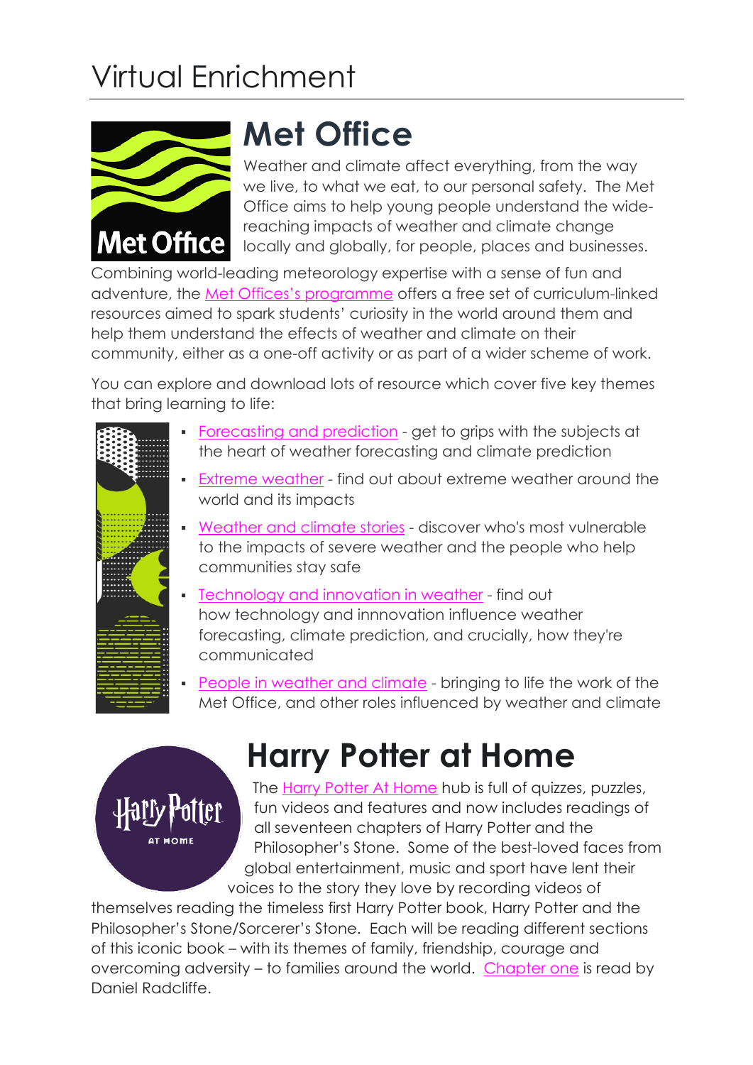# Virtual Enrichment

## Met Office

Weather and climate affect everything, from the way we live, to what we eat, to our personal safety. The Met Office aims to help young people understand the wide-reaching impacts of weather and climate change locally and globally, for people, places and businesses. Combining world-leading meteorology expertise with a sense of fun and adventure, the Met Offices's programme offers a free set of curriculum-linked resources aimed to spark students' curiosity in the world around them and help them understand the effects of weather and climate on their community, either as a one-off activity or as part of a wider scheme of work.

You can explore and download lots of resource which cover five key themes that bring learning to life:

- Forecasting and prediction - get to grips with the subjects at the heart of weather forecasting and climate prediction
- Extreme weather - find out about extreme weather around the world and its impacts
- Weather and climate stories - discover who's most vulnerable to the impacts of severe weather and the people who help communities stay safe
- Technology and innovation in weather - find out how technology and innnovation influence weather forecasting, climate prediction, and crucially, how they're communicated
- People in weather and climate - bringing to life the work of the Met Office, and other roles influenced by weather and climate

## Harry Potter at Home

The Harry Potter At Home hub is full of quizzes, puzzles, fun videos and features and now includes readings of all seventeen chapters of Harry Potter and the Philosopher's Stone. Some of the best-loved faces from global entertainment, music and sport have lent their voices to the story they love by recording videos of themselves reading the timeless first Harry Potter book, Harry Potter and the Philosopher's Stone/Sorcerer's Stone. Each will be reading different sections of this iconic book – with its themes of family, friendship, courage and overcoming adversity – to families around the world. Chapter one is read by Daniel Radcliffe.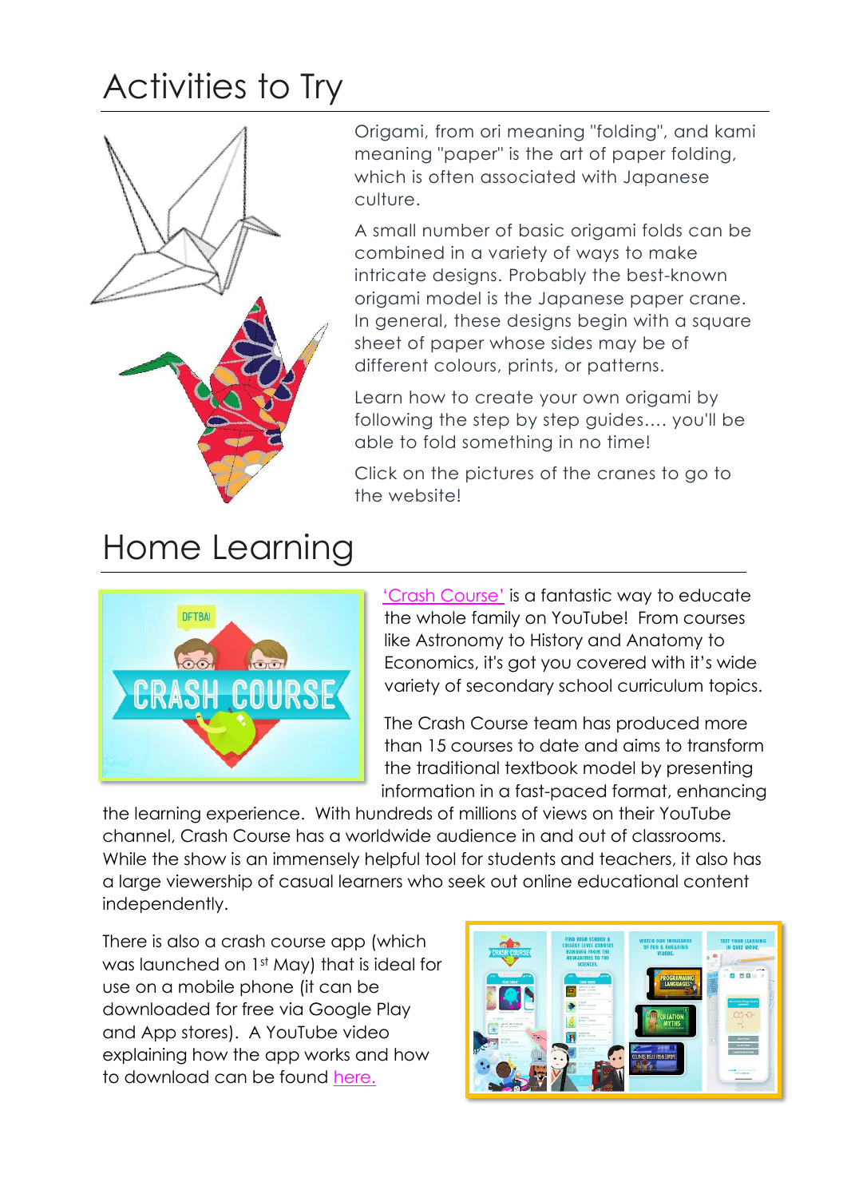# Activities to Try

Origami, from ori meaning "folding", and kami meaning "paper" is the art of paper folding, which is often associated with Japanese culture.

A small number of basic origami folds can be combined in a variety of ways to make intricate designs. Probably the best-known origami model is the Japanese paper crane. In general, these designs begin with a square sheet of paper whose sides may be of different colours, prints, or patterns.

Learn how to create your own origami by following the step by step guides.... you'll be able to fold something in no time!

Click on the pictures of the cranes to go to the website!

# Home Learning

'Crash Course' is a fantastic way to educate the whole family on YouTube! From courses like Astronomy to History and Anatomy to Economics, it's got you covered with it's wide variety of secondary school curriculum topics.

The Crash Course team has produced more than 15 courses to date and aims to transform the traditional textbook model by presenting information in a fast-paced format, enhancing the learning experience. With hundreds of millions of views on their YouTube channel, Crash Course has a worldwide audience in and out of classrooms. While the show is an immensely helpful tool for students and teachers, it also has a large viewership of casual learners who seek out online educational content independently.

There is also a crash course app (which was launched on 1st May) that is ideal for use on a mobile phone (it can be downloaded for free via Google Play and App stores). A YouTube video explaining how the app works and how to download can be found here.